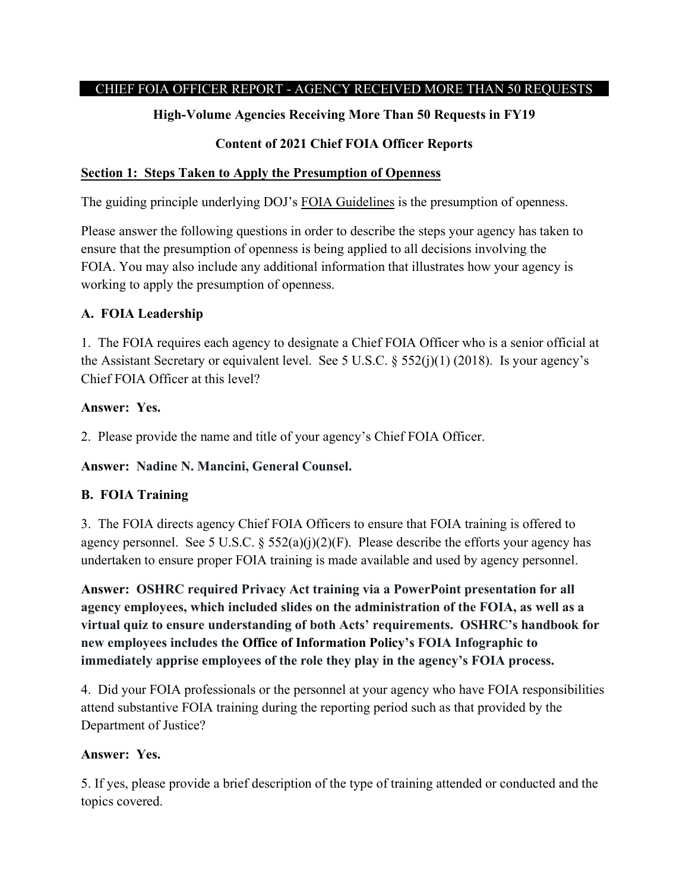CHIEF FOIA OFFICER REPORT - AGENCY RECEIVED MORE THAN 50 REQUESTS

**High-Volume Agencies Receiving More Than 50 Requests in FY19**

**Content of 2021 Chief FOIA Officer Reports**

## Section 1: Steps Taken to Apply the Presumption of Openness

The guiding principle underlying DOJ's FOIA Guidelines is the presumption of openness.

Please answer the following questions in order to describe the steps your agency has taken to ensure that the presumption of openness is being applied to all decisions involving the FOIA. You may also include any additional information that illustrates how your agency is working to apply the presumption of openness.

### A. FOIA Leadership

1. The FOIA requires each agency to designate a Chief FOIA Officer who is a senior official at the Assistant Secretary or equivalent level. See 5 U.S.C. § 552(j)(1) (2018). Is your agency's Chief FOIA Officer at this level?

**Answer: Yes.**

2. Please provide the name and title of your agency's Chief FOIA Officer.

**Answer: Nadine N. Mancini, General Counsel.**

### B. FOIA Training

3. The FOIA directs agency Chief FOIA Officers to ensure that FOIA training is offered to agency personnel. See 5 U.S.C. § 552(a)(j)(2)(F). Please describe the efforts your agency has undertaken to ensure proper FOIA training is made available and used by agency personnel.

**Answer: OSHRC required Privacy Act training via a PowerPoint presentation for all agency employees, which included slides on the administration of the FOIA, as well as a virtual quiz to ensure understanding of both Acts' requirements. OSHRC's handbook for new employees includes the Office of Information Policy's FOIA Infographic to immediately apprise employees of the role they play in the agency's FOIA process.**

4. Did your FOIA professionals or the personnel at your agency who have FOIA responsibilities attend substantive FOIA training during the reporting period such as that provided by the Department of Justice?

**Answer: Yes.**

5. If yes, please provide a brief description of the type of training attended or conducted and the topics covered.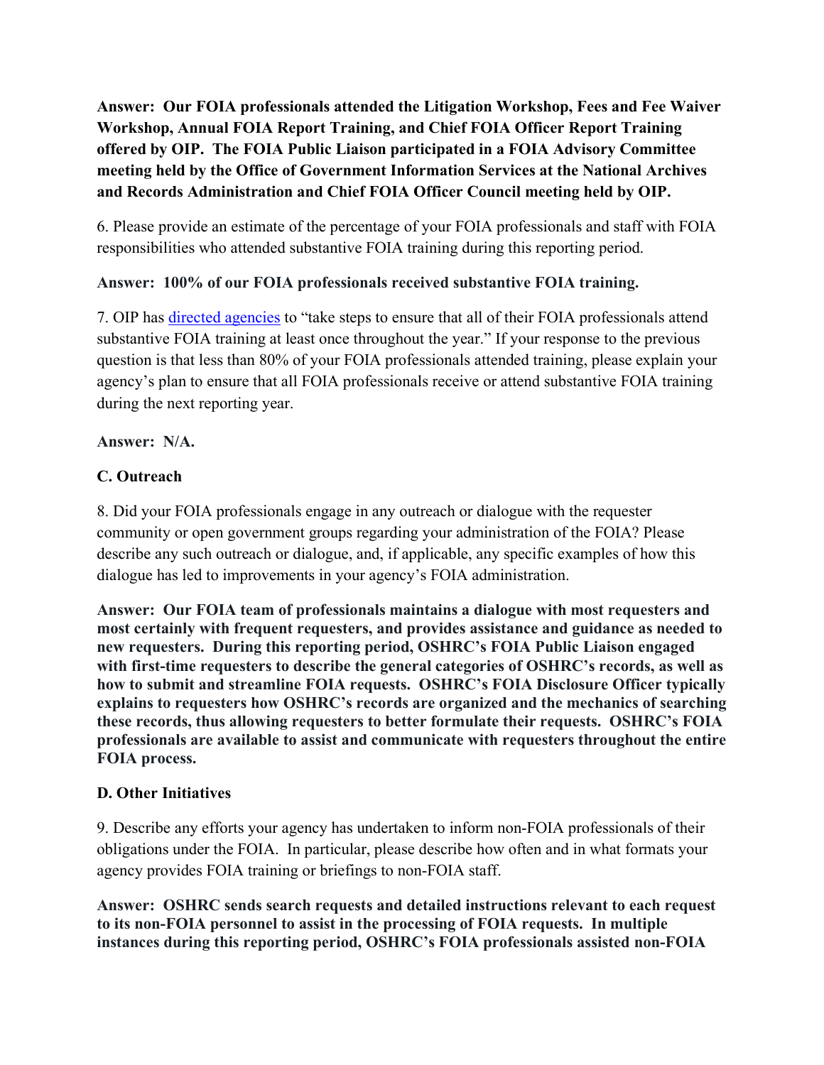**Answer: Our FOIA professionals attended the Litigation Workshop, Fees and Fee Waiver Workshop, Annual FOIA Report Training, and Chief FOIA Officer Report Training offered by OIP. The FOIA Public Liaison participated in a FOIA Advisory Committee meeting held by the Office of Government Information Services at the National Archives and Records Administration and Chief FOIA Officer Council meeting held by OIP.**

6. Please provide an estimate of the percentage of your FOIA professionals and staff with FOIA responsibilities who attended substantive FOIA training during this reporting period.

**Answer: 100% of our FOIA professionals received substantive FOIA training.**

7. OIP has directed agencies to "take steps to ensure that all of their FOIA professionals attend substantive FOIA training at least once throughout the year." If your response to the previous question is that less than 80% of your FOIA professionals attended training, please explain your agency's plan to ensure that all FOIA professionals receive or attend substantive FOIA training during the next reporting year.

**Answer: N/A.**

### C. Outreach

8. Did your FOIA professionals engage in any outreach or dialogue with the requester community or open government groups regarding your administration of the FOIA? Please describe any such outreach or dialogue, and, if applicable, any specific examples of how this dialogue has led to improvements in your agency's FOIA administration.

**Answer: Our FOIA team of professionals maintains a dialogue with most requesters and most certainly with frequent requesters, and provides assistance and guidance as needed to new requesters. During this reporting period, OSHRC's FOIA Public Liaison engaged with first-time requesters to describe the general categories of OSHRC's records, as well as how to submit and streamline FOIA requests. OSHRC's FOIA Disclosure Officer typically explains to requesters how OSHRC's records are organized and the mechanics of searching these records, thus allowing requesters to better formulate their requests. OSHRC's FOIA professionals are available to assist and communicate with requesters throughout the entire FOIA process.**

### D. Other Initiatives

9. Describe any efforts your agency has undertaken to inform non-FOIA professionals of their obligations under the FOIA. In particular, please describe how often and in what formats your agency provides FOIA training or briefings to non-FOIA staff.

**Answer: OSHRC sends search requests and detailed instructions relevant to each request to its non-FOIA personnel to assist in the processing of FOIA requests. In multiple instances during this reporting period, OSHRC's FOIA professionals assisted non-FOIA**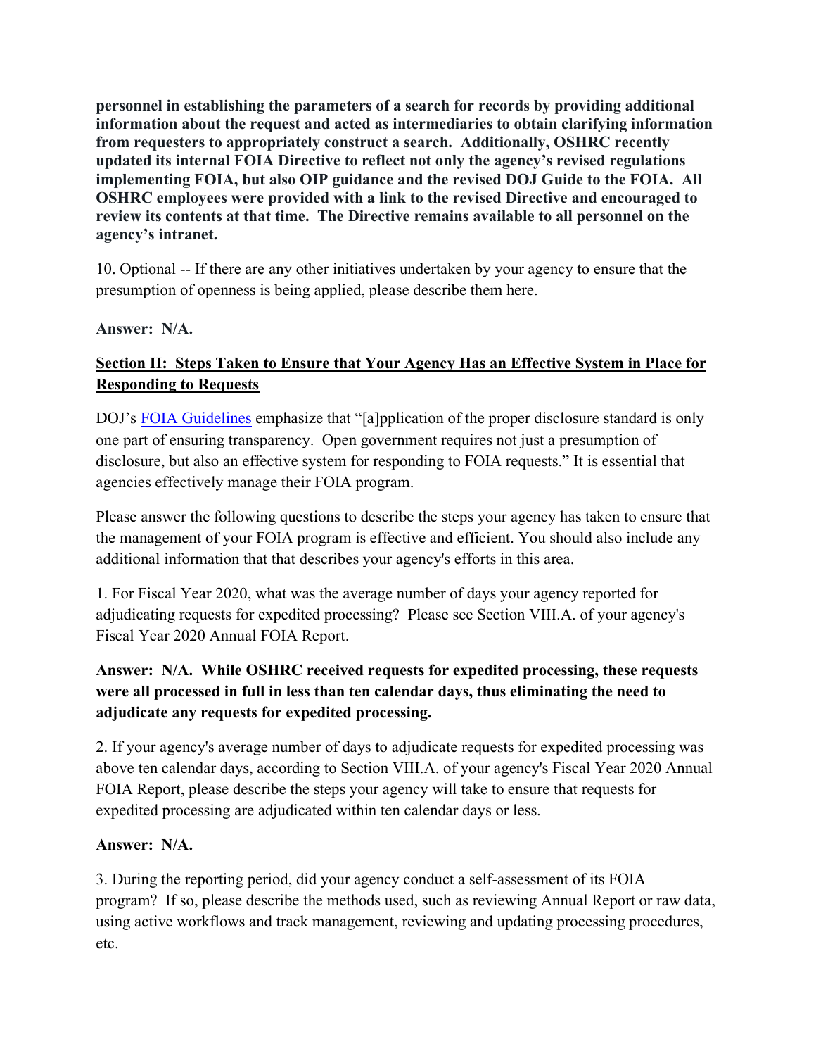**personnel in establishing the parameters of a search for records by providing additional information about the request and acted as intermediaries to obtain clarifying information from requesters to appropriately construct a search. Additionally, OSHRC recently updated its internal FOIA Directive to reflect not only the agency's revised regulations implementing FOIA, but also OIP guidance and the revised DOJ Guide to the FOIA. All OSHRC employees were provided with a link to the revised Directive and encouraged to review its contents at that time. The Directive remains available to all personnel on the agency's intranet.**

10. Optional -- If there are any other initiatives undertaken by your agency to ensure that the presumption of openness is being applied, please describe them here.

**Answer: N/A.**

## Section II: Steps Taken to Ensure that Your Agency Has an Effective System in Place for Responding to Requests

DOJ's FOIA Guidelines emphasize that "[a]pplication of the proper disclosure standard is only one part of ensuring transparency. Open government requires not just a presumption of disclosure, but also an effective system for responding to FOIA requests." It is essential that agencies effectively manage their FOIA program.

Please answer the following questions to describe the steps your agency has taken to ensure that the management of your FOIA program is effective and efficient. You should also include any additional information that that describes your agency's efforts in this area.

1. For Fiscal Year 2020, what was the average number of days your agency reported for adjudicating requests for expedited processing? Please see Section VIII.A. of your agency's Fiscal Year 2020 Annual FOIA Report.

**Answer: N/A. While OSHRC received requests for expedited processing, these requests were all processed in full in less than ten calendar days, thus eliminating the need to adjudicate any requests for expedited processing.**

2. If your agency's average number of days to adjudicate requests for expedited processing was above ten calendar days, according to Section VIII.A. of your agency's Fiscal Year 2020 Annual FOIA Report, please describe the steps your agency will take to ensure that requests for expedited processing are adjudicated within ten calendar days or less.

**Answer: N/A.**

3. During the reporting period, did your agency conduct a self-assessment of its FOIA program? If so, please describe the methods used, such as reviewing Annual Report or raw data, using active workflows and track management, reviewing and updating processing procedures, etc.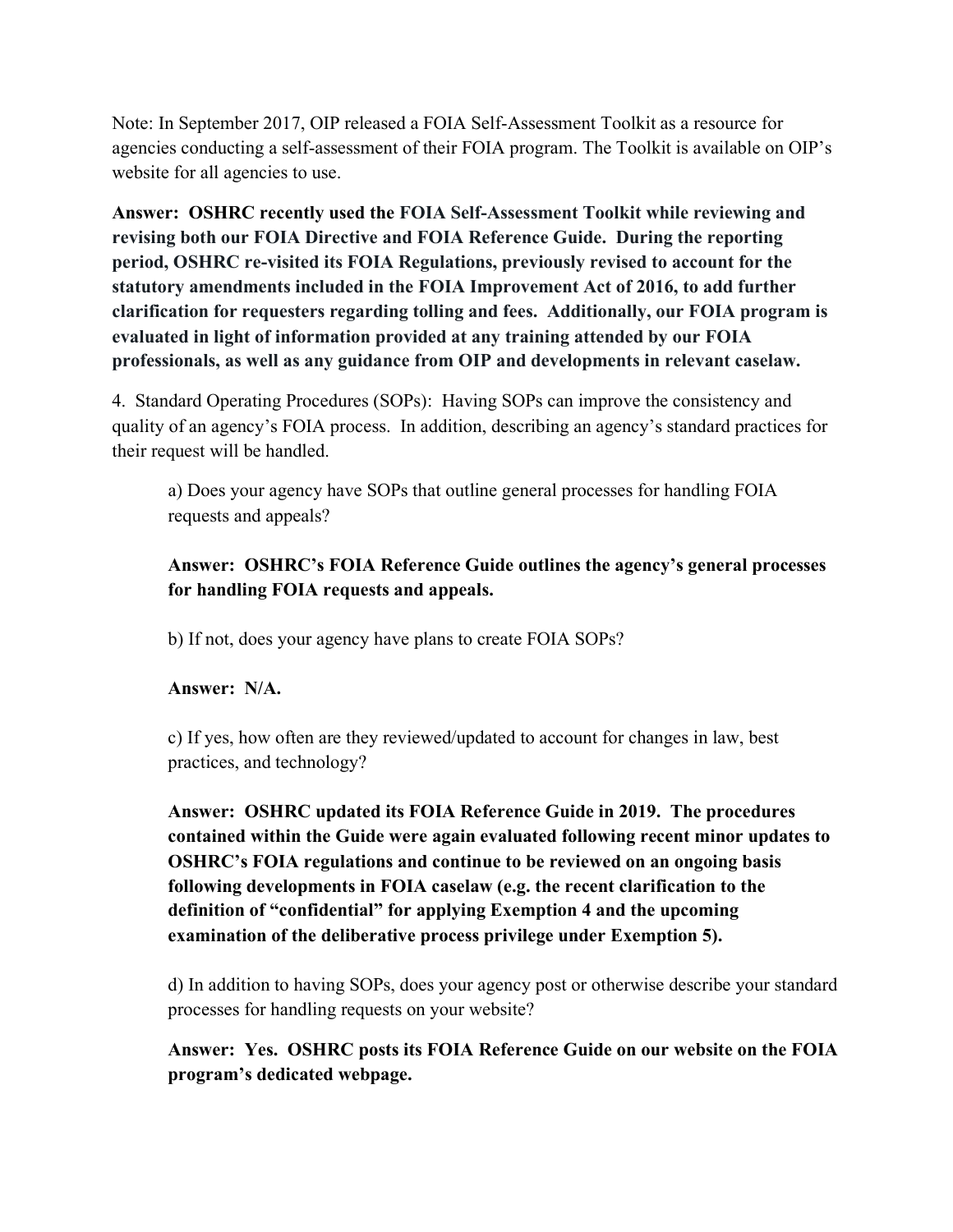Note: In September 2017, OIP released a FOIA Self-Assessment Toolkit as a resource for agencies conducting a self-assessment of their FOIA program. The Toolkit is available on OIP's website for all agencies to use.

**Answer: OSHRC recently used the FOIA Self-Assessment Toolkit while reviewing and revising both our FOIA Directive and FOIA Reference Guide. During the reporting period, OSHRC re-visited its FOIA Regulations, previously revised to account for the statutory amendments included in the FOIA Improvement Act of 2016, to add further clarification for requesters regarding tolling and fees. Additionally, our FOIA program is evaluated in light of information provided at any training attended by our FOIA professionals, as well as any guidance from OIP and developments in relevant caselaw.**

4. Standard Operating Procedures (SOPs): Having SOPs can improve the consistency and quality of an agency's FOIA process. In addition, describing an agency's standard practices for their request will be handled.

a) Does your agency have SOPs that outline general processes for handling FOIA requests and appeals?

**Answer: OSHRC's FOIA Reference Guide outlines the agency's general processes for handling FOIA requests and appeals.**

b) If not, does your agency have plans to create FOIA SOPs?

**Answer: N/A.**

c) If yes, how often are they reviewed/updated to account for changes in law, best practices, and technology?

**Answer: OSHRC updated its FOIA Reference Guide in 2019. The procedures contained within the Guide were again evaluated following recent minor updates to OSHRC's FOIA regulations and continue to be reviewed on an ongoing basis following developments in FOIA caselaw (e.g. the recent clarification to the definition of "confidential" for applying Exemption 4 and the upcoming examination of the deliberative process privilege under Exemption 5).**

d) In addition to having SOPs, does your agency post or otherwise describe your standard processes for handling requests on your website?

**Answer: Yes. OSHRC posts its FOIA Reference Guide on our website on the FOIA program's dedicated webpage.**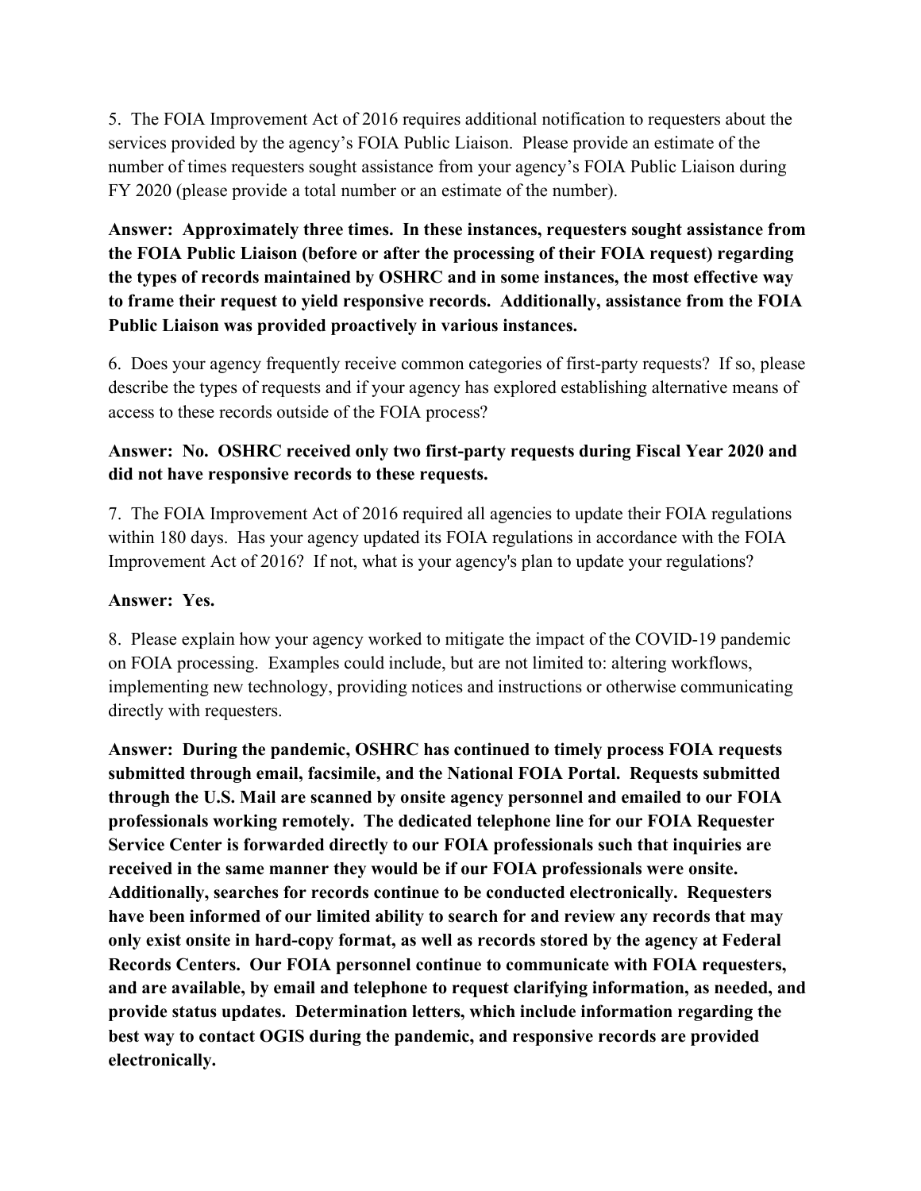5. The FOIA Improvement Act of 2016 requires additional notification to requesters about the services provided by the agency's FOIA Public Liaison. Please provide an estimate of the number of times requesters sought assistance from your agency's FOIA Public Liaison during FY 2020 (please provide a total number or an estimate of the number).

**Answer: Approximately three times. In these instances, requesters sought assistance from the FOIA Public Liaison (before or after the processing of their FOIA request) regarding the types of records maintained by OSHRC and in some instances, the most effective way to frame their request to yield responsive records. Additionally, assistance from the FOIA Public Liaison was provided proactively in various instances.**

6. Does your agency frequently receive common categories of first-party requests? If so, please describe the types of requests and if your agency has explored establishing alternative means of access to these records outside of the FOIA process?

**Answer: No. OSHRC received only two first-party requests during Fiscal Year 2020 and did not have responsive records to these requests.**

7. The FOIA Improvement Act of 2016 required all agencies to update their FOIA regulations within 180 days. Has your agency updated its FOIA regulations in accordance with the FOIA Improvement Act of 2016? If not, what is your agency's plan to update your regulations?

**Answer: Yes.**

8. Please explain how your agency worked to mitigate the impact of the COVID-19 pandemic on FOIA processing. Examples could include, but are not limited to: altering workflows, implementing new technology, providing notices and instructions or otherwise communicating directly with requesters.

**Answer: During the pandemic, OSHRC has continued to timely process FOIA requests submitted through email, facsimile, and the National FOIA Portal. Requests submitted through the U.S. Mail are scanned by onsite agency personnel and emailed to our FOIA professionals working remotely. The dedicated telephone line for our FOIA Requester Service Center is forwarded directly to our FOIA professionals such that inquiries are received in the same manner they would be if our FOIA professionals were onsite. Additionally, searches for records continue to be conducted electronically. Requesters have been informed of our limited ability to search for and review any records that may only exist onsite in hard-copy format, as well as records stored by the agency at Federal Records Centers. Our FOIA personnel continue to communicate with FOIA requesters, and are available, by email and telephone to request clarifying information, as needed, and provide status updates. Determination letters, which include information regarding the best way to contact OGIS during the pandemic, and responsive records are provided electronically.**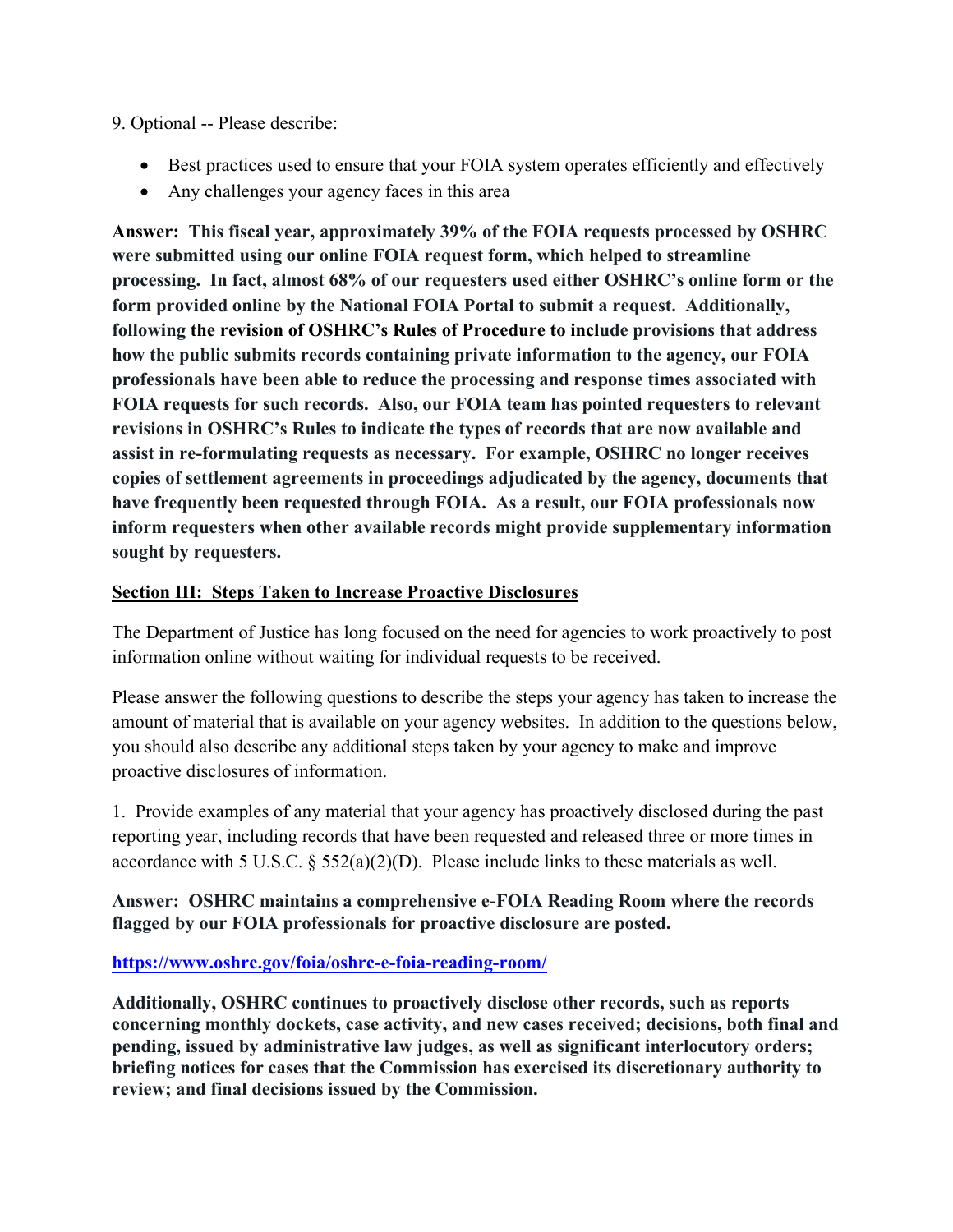9. Optional -- Please describe:

- Best practices used to ensure that your FOIA system operates efficiently and effectively
- Any challenges your agency faces in this area

**Answer: This fiscal year, approximately 39% of the FOIA requests processed by OSHRC were submitted using our online FOIA request form, which helped to streamline processing. In fact, almost 68% of our requesters used either OSHRC's online form or the form provided online by the National FOIA Portal to submit a request. Additionally, following the revision of OSHRC's Rules of Procedure to include provisions that address how the public submits records containing private information to the agency, our FOIA professionals have been able to reduce the processing and response times associated with FOIA requests for such records. Also, our FOIA team has pointed requesters to relevant revisions in OSHRC's Rules to indicate the types of records that are now available and assist in re-formulating requests as necessary. For example, OSHRC no longer receives copies of settlement agreements in proceedings adjudicated by the agency, documents that have frequently been requested through FOIA. As a result, our FOIA professionals now inform requesters when other available records might provide supplementary information sought by requesters.**

## Section III: Steps Taken to Increase Proactive Disclosures

The Department of Justice has long focused on the need for agencies to work proactively to post information online without waiting for individual requests to be received.

Please answer the following questions to describe the steps your agency has taken to increase the amount of material that is available on your agency websites. In addition to the questions below, you should also describe any additional steps taken by your agency to make and improve proactive disclosures of information.

1. Provide examples of any material that your agency has proactively disclosed during the past reporting year, including records that have been requested and released three or more times in accordance with 5 U.S.C. § 552(a)(2)(D). Please include links to these materials as well.

**Answer: OSHRC maintains a comprehensive e-FOIA Reading Room where the records flagged by our FOIA professionals for proactive disclosure are posted.**

**https://www.oshrc.gov/foia/oshrc-e-foia-reading-room/**

**Additionally, OSHRC continues to proactively disclose other records, such as reports concerning monthly dockets, case activity, and new cases received; decisions, both final and pending, issued by administrative law judges, as well as significant interlocutory orders; briefing notices for cases that the Commission has exercised its discretionary authority to review; and final decisions issued by the Commission.**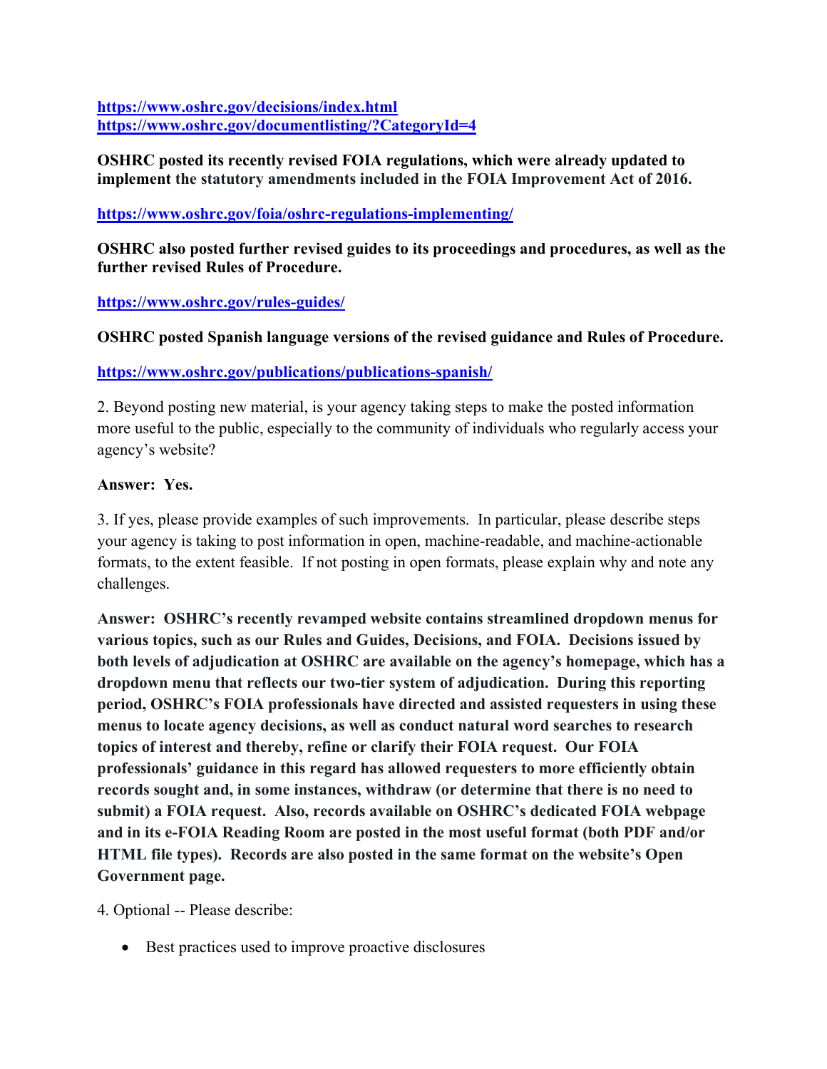**https://www.oshrc.gov/decisions/index.html**
**https://www.oshrc.gov/documentlisting/?CategoryId=4**

**OSHRC posted its recently revised FOIA regulations, which were already updated to implement the statutory amendments included in the FOIA Improvement Act of 2016.**

**https://www.oshrc.gov/foia/oshrc-regulations-implementing/**

**OSHRC also posted further revised guides to its proceedings and procedures, as well as the further revised Rules of Procedure.**

**https://www.oshrc.gov/rules-guides/**

**OSHRC posted Spanish language versions of the revised guidance and Rules of Procedure.**

**https://www.oshrc.gov/publications/publications-spanish/**

2. Beyond posting new material, is your agency taking steps to make the posted information more useful to the public, especially to the community of individuals who regularly access your agency's website?

**Answer: Yes.**

3. If yes, please provide examples of such improvements. In particular, please describe steps your agency is taking to post information in open, machine-readable, and machine-actionable formats, to the extent feasible. If not posting in open formats, please explain why and note any challenges.

**Answer: OSHRC's recently revamped website contains streamlined dropdown menus for various topics, such as our Rules and Guides, Decisions, and FOIA. Decisions issued by both levels of adjudication at OSHRC are available on the agency's homepage, which has a dropdown menu that reflects our two-tier system of adjudication. During this reporting period, OSHRC's FOIA professionals have directed and assisted requesters in using these menus to locate agency decisions, as well as conduct natural word searches to research topics of interest and thereby, refine or clarify their FOIA request. Our FOIA professionals' guidance in this regard has allowed requesters to more efficiently obtain records sought and, in some instances, withdraw (or determine that there is no need to submit) a FOIA request. Also, records available on OSHRC's dedicated FOIA webpage and in its e-FOIA Reading Room are posted in the most useful format (both PDF and/or HTML file types). Records are also posted in the same format on the website's Open Government page.**

4. Optional -- Please describe:

- Best practices used to improve proactive disclosures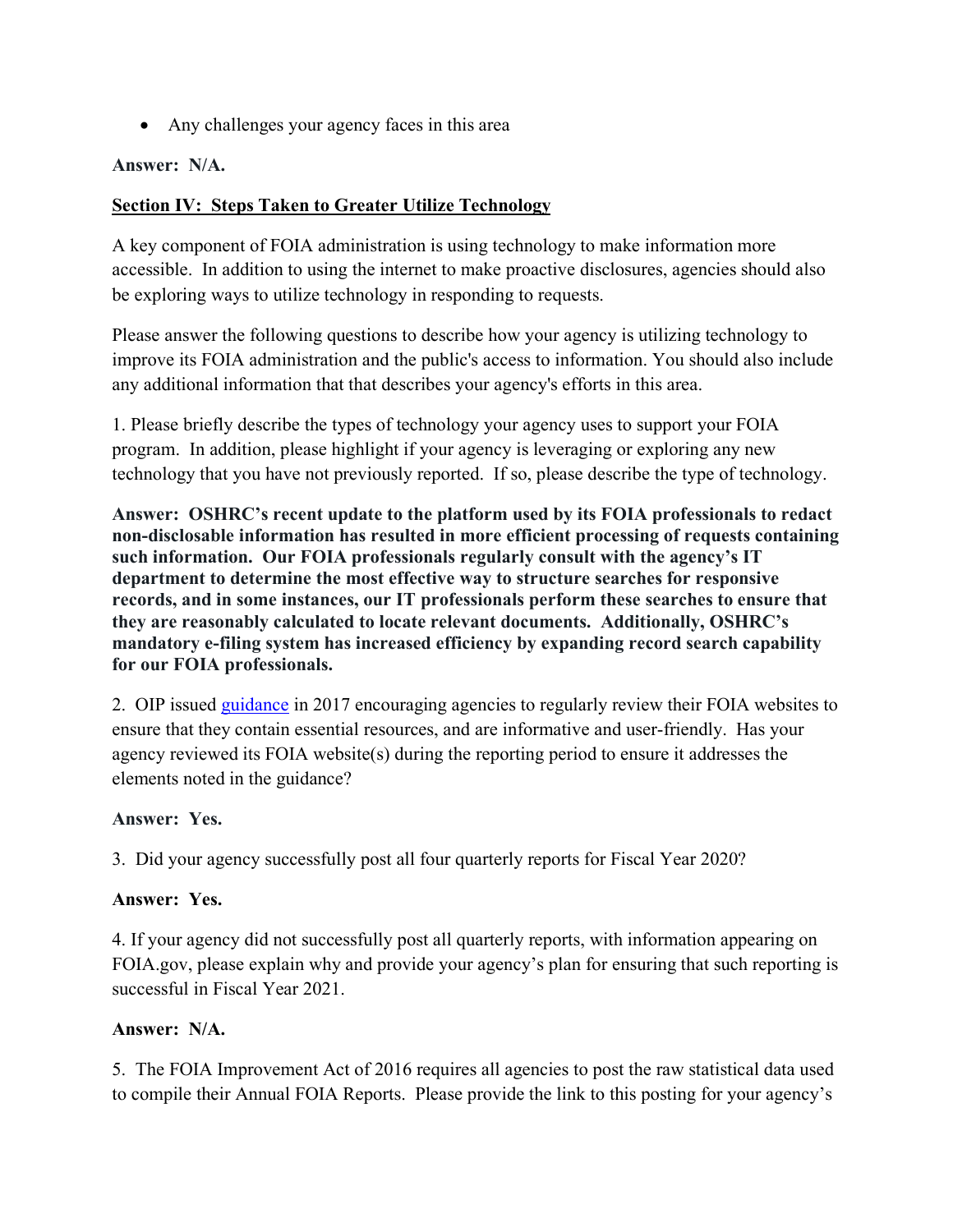- Any challenges your agency faces in this area

**Answer: N/A.**

**Section IV: Steps Taken to Greater Utilize Technology**

A key component of FOIA administration is using technology to make information more accessible. In addition to using the internet to make proactive disclosures, agencies should also be exploring ways to utilize technology in responding to requests.

Please answer the following questions to describe how your agency is utilizing technology to improve its FOIA administration and the public's access to information. You should also include any additional information that that describes your agency's efforts in this area.

1. Please briefly describe the types of technology your agency uses to support your FOIA program. In addition, please highlight if your agency is leveraging or exploring any new technology that you have not previously reported. If so, please describe the type of technology.

**Answer: OSHRC's recent update to the platform used by its FOIA professionals to redact non-disclosable information has resulted in more efficient processing of requests containing such information. Our FOIA professionals regularly consult with the agency's IT department to determine the most effective way to structure searches for responsive records, and in some instances, our IT professionals perform these searches to ensure that they are reasonably calculated to locate relevant documents. Additionally, OSHRC's mandatory e-filing system has increased efficiency by expanding record search capability for our FOIA professionals.**

2. OIP issued guidance in 2017 encouraging agencies to regularly review their FOIA websites to ensure that they contain essential resources, and are informative and user-friendly. Has your agency reviewed its FOIA website(s) during the reporting period to ensure it addresses the elements noted in the guidance?

**Answer: Yes.**

3. Did your agency successfully post all four quarterly reports for Fiscal Year 2020?

**Answer: Yes.**

4. If your agency did not successfully post all quarterly reports, with information appearing on FOIA.gov, please explain why and provide your agency's plan for ensuring that such reporting is successful in Fiscal Year 2021.

**Answer: N/A.**

5. The FOIA Improvement Act of 2016 requires all agencies to post the raw statistical data used to compile their Annual FOIA Reports. Please provide the link to this posting for your agency's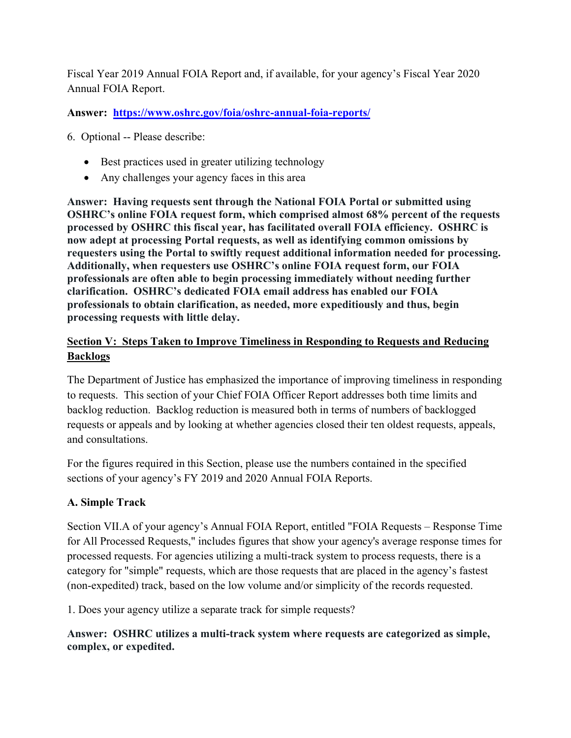Fiscal Year 2019 Annual FOIA Report and, if available, for your agency's Fiscal Year 2020 Annual FOIA Report.

**Answer: [https://www.oshrc.gov/foia/oshrc-annual-foia-reports/](https://www.oshrc.gov/foia/oshrc-annual-foia-reports/)**

6. Optional -- Please describe:

- Best practices used in greater utilizing technology
- Any challenges your agency faces in this area

**Answer: Having requests sent through the National FOIA Portal or submitted using OSHRC's online FOIA request form, which comprised almost 68% percent of the requests processed by OSHRC this fiscal year, has facilitated overall FOIA efficiency. OSHRC is now adept at processing Portal requests, as well as identifying common omissions by requesters using the Portal to swiftly request additional information needed for processing. Additionally, when requesters use OSHRC's online FOIA request form, our FOIA professionals are often able to begin processing immediately without needing further clarification. OSHRC's dedicated FOIA email address has enabled our FOIA professionals to obtain clarification, as needed, more expeditiously and thus, begin processing requests with little delay.**

## Section V: Steps Taken to Improve Timeliness in Responding to Requests and Reducing Backlogs

The Department of Justice has emphasized the importance of improving timeliness in responding to requests. This section of your Chief FOIA Officer Report addresses both time limits and backlog reduction. Backlog reduction is measured both in terms of numbers of backlogged requests or appeals and by looking at whether agencies closed their ten oldest requests, appeals, and consultations.

For the figures required in this Section, please use the numbers contained in the specified sections of your agency's FY 2019 and 2020 Annual FOIA Reports.

### A. Simple Track

Section VII.A of your agency's Annual FOIA Report, entitled "FOIA Requests – Response Time for All Processed Requests," includes figures that show your agency's average response times for processed requests. For agencies utilizing a multi-track system to process requests, there is a category for "simple" requests, which are those requests that are placed in the agency's fastest (non-expedited) track, based on the low volume and/or simplicity of the records requested.

1. Does your agency utilize a separate track for simple requests?

**Answer: OSHRC utilizes a multi-track system where requests are categorized as simple, complex, or expedited.**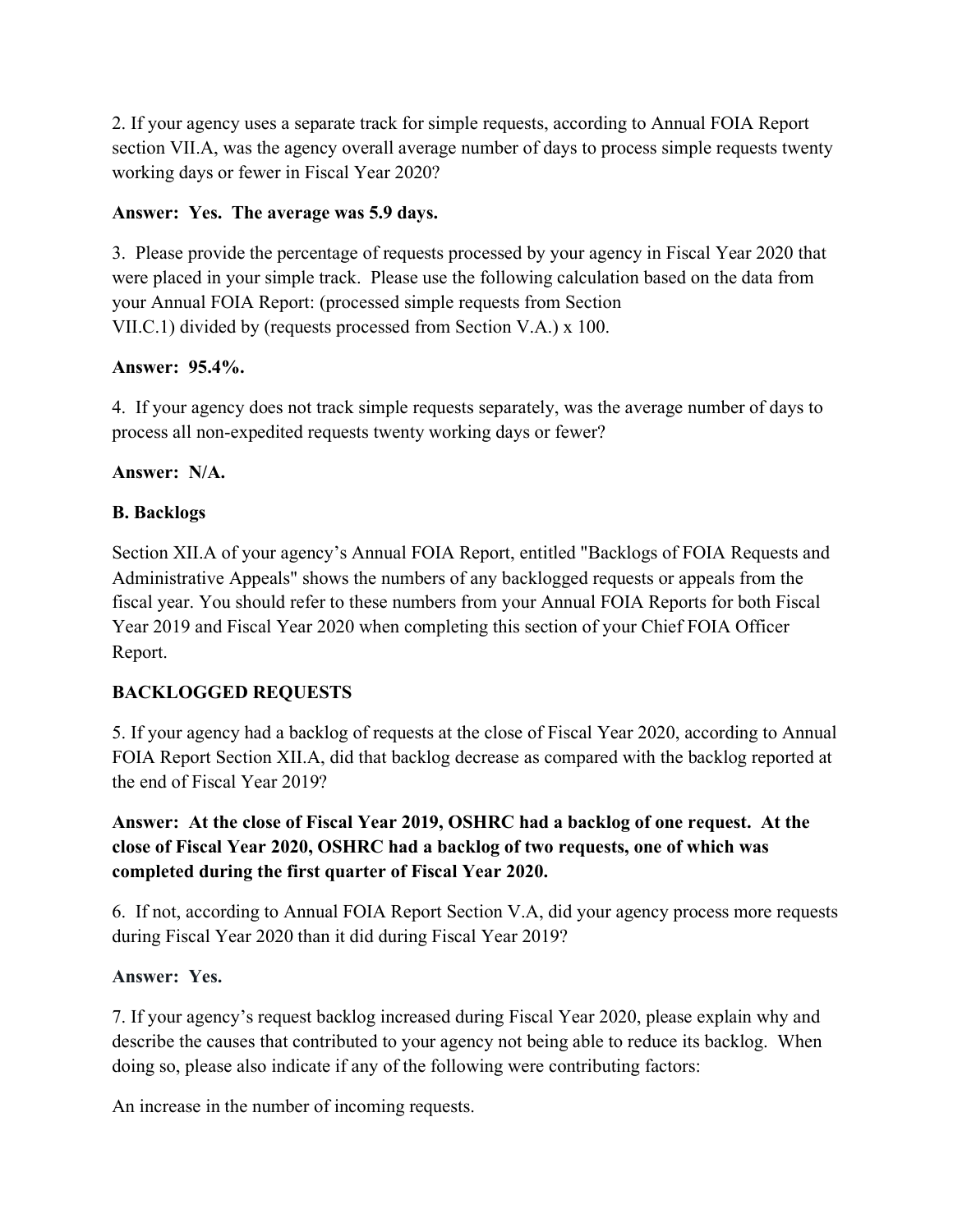2. If your agency uses a separate track for simple requests, according to Annual FOIA Report section VII.A, was the agency overall average number of days to process simple requests twenty working days or fewer in Fiscal Year 2020?

**Answer: Yes. The average was 5.9 days.**

3. Please provide the percentage of requests processed by your agency in Fiscal Year 2020 that were placed in your simple track. Please use the following calculation based on the data from your Annual FOIA Report: (processed simple requests from Section VII.C.1) divided by (requests processed from Section V.A.) x 100.

**Answer: 95.4%.**

4. If your agency does not track simple requests separately, was the average number of days to process all non-expedited requests twenty working days or fewer?

**Answer: N/A.**

### B. Backlogs

Section XII.A of your agency's Annual FOIA Report, entitled "Backlogs of FOIA Requests and Administrative Appeals" shows the numbers of any backlogged requests or appeals from the fiscal year. You should refer to these numbers from your Annual FOIA Reports for both Fiscal Year 2019 and Fiscal Year 2020 when completing this section of your Chief FOIA Officer Report.

### BACKLOGGED REQUESTS

5. If your agency had a backlog of requests at the close of Fiscal Year 2020, according to Annual FOIA Report Section XII.A, did that backlog decrease as compared with the backlog reported at the end of Fiscal Year 2019?

**Answer: At the close of Fiscal Year 2019, OSHRC had a backlog of one request. At the close of Fiscal Year 2020, OSHRC had a backlog of two requests, one of which was completed during the first quarter of Fiscal Year 2020.**

6. If not, according to Annual FOIA Report Section V.A, did your agency process more requests during Fiscal Year 2020 than it did during Fiscal Year 2019?

**Answer: Yes.**

7. If your agency's request backlog increased during Fiscal Year 2020, please explain why and describe the causes that contributed to your agency not being able to reduce its backlog. When doing so, please also indicate if any of the following were contributing factors:

An increase in the number of incoming requests.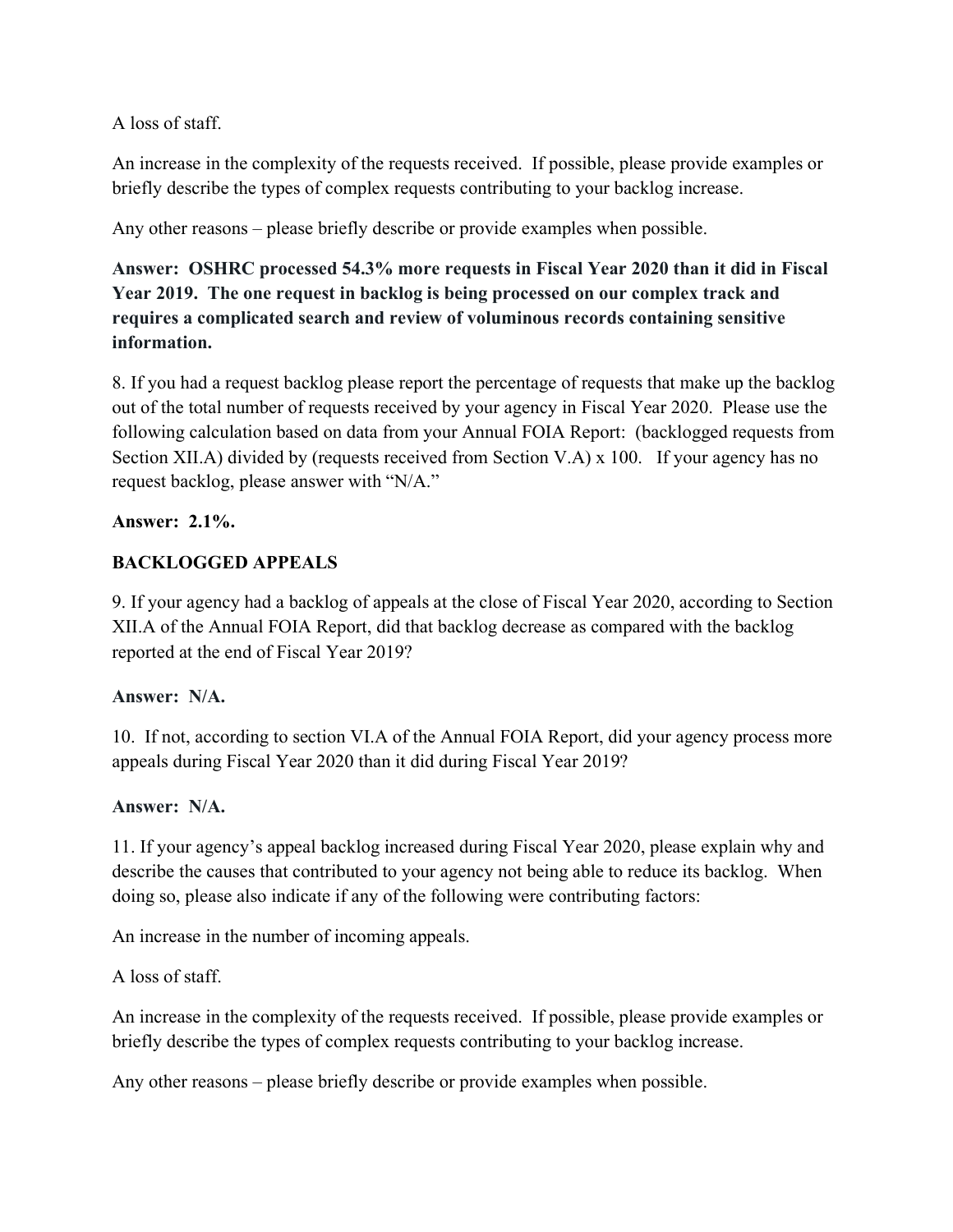A loss of staff.

An increase in the complexity of the requests received. If possible, please provide examples or briefly describe the types of complex requests contributing to your backlog increase.

Any other reasons – please briefly describe or provide examples when possible.

**Answer: OSHRC processed 54.3% more requests in Fiscal Year 2020 than it did in Fiscal Year 2019. The one request in backlog is being processed on our complex track and requires a complicated search and review of voluminous records containing sensitive information.**

8. If you had a request backlog please report the percentage of requests that make up the backlog out of the total number of requests received by your agency in Fiscal Year 2020. Please use the following calculation based on data from your Annual FOIA Report: (backlogged requests from Section XII.A) divided by (requests received from Section V.A) x 100. If your agency has no request backlog, please answer with "N/A."

**Answer: 2.1%.**

**BACKLOGGED APPEALS**

9. If your agency had a backlog of appeals at the close of Fiscal Year 2020, according to Section XII.A of the Annual FOIA Report, did that backlog decrease as compared with the backlog reported at the end of Fiscal Year 2019?

**Answer: N/A.**

10. If not, according to section VI.A of the Annual FOIA Report, did your agency process more appeals during Fiscal Year 2020 than it did during Fiscal Year 2019?

**Answer: N/A.**

11. If your agency's appeal backlog increased during Fiscal Year 2020, please explain why and describe the causes that contributed to your agency not being able to reduce its backlog. When doing so, please also indicate if any of the following were contributing factors:

An increase in the number of incoming appeals.

A loss of staff.

An increase in the complexity of the requests received. If possible, please provide examples or briefly describe the types of complex requests contributing to your backlog increase.

Any other reasons – please briefly describe or provide examples when possible.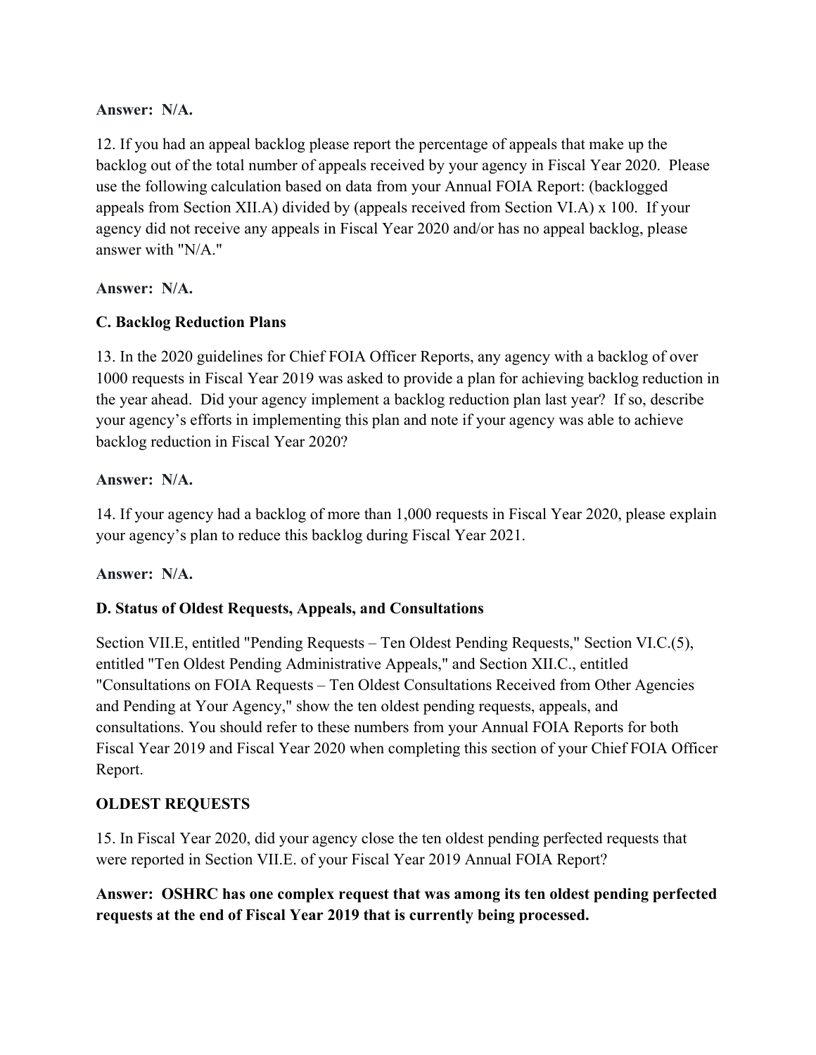**Answer: N/A.**

12. If you had an appeal backlog please report the percentage of appeals that make up the backlog out of the total number of appeals received by your agency in Fiscal Year 2020. Please use the following calculation based on data from your Annual FOIA Report: (backlogged appeals from Section XII.A) divided by (appeals received from Section VI.A) x 100. If your agency did not receive any appeals in Fiscal Year 2020 and/or has no appeal backlog, please answer with "N/A."

**Answer: N/A.**

### C. Backlog Reduction Plans

13. In the 2020 guidelines for Chief FOIA Officer Reports, any agency with a backlog of over 1000 requests in Fiscal Year 2019 was asked to provide a plan for achieving backlog reduction in the year ahead. Did your agency implement a backlog reduction plan last year? If so, describe your agency's efforts in implementing this plan and note if your agency was able to achieve backlog reduction in Fiscal Year 2020?

**Answer: N/A.**

14. If your agency had a backlog of more than 1,000 requests in Fiscal Year 2020, please explain your agency's plan to reduce this backlog during Fiscal Year 2021.

**Answer: N/A.**

### D. Status of Oldest Requests, Appeals, and Consultations

Section VII.E, entitled "Pending Requests – Ten Oldest Pending Requests," Section VI.C.(5), entitled "Ten Oldest Pending Administrative Appeals," and Section XII.C., entitled "Consultations on FOIA Requests – Ten Oldest Consultations Received from Other Agencies and Pending at Your Agency," show the ten oldest pending requests, appeals, and consultations. You should refer to these numbers from your Annual FOIA Reports for both Fiscal Year 2019 and Fiscal Year 2020 when completing this section of your Chief FOIA Officer Report.

### OLDEST REQUESTS

15. In Fiscal Year 2020, did your agency close the ten oldest pending perfected requests that were reported in Section VII.E. of your Fiscal Year 2019 Annual FOIA Report?

**Answer: OSHRC has one complex request that was among its ten oldest pending perfected requests at the end of Fiscal Year 2019 that is currently being processed.**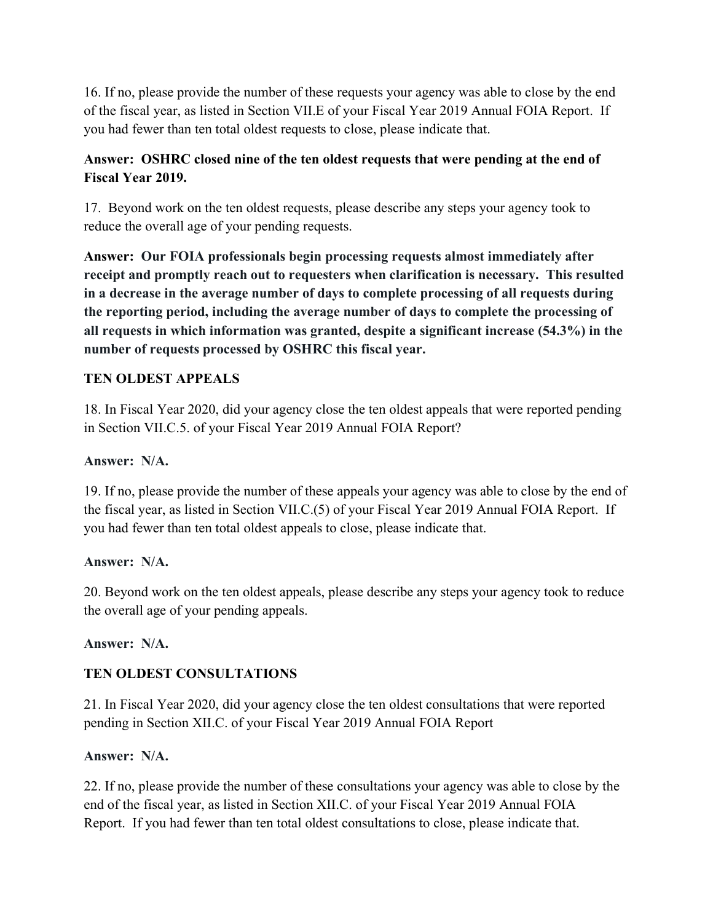16. If no, please provide the number of these requests your agency was able to close by the end of the fiscal year, as listed in Section VII.E of your Fiscal Year 2019 Annual FOIA Report. If you had fewer than ten total oldest requests to close, please indicate that.

**Answer: OSHRC closed nine of the ten oldest requests that were pending at the end of Fiscal Year 2019.**

17. Beyond work on the ten oldest requests, please describe any steps your agency took to reduce the overall age of your pending requests.

**Answer: Our FOIA professionals begin processing requests almost immediately after receipt and promptly reach out to requesters when clarification is necessary. This resulted in a decrease in the average number of days to complete processing of all requests during the reporting period, including the average number of days to complete the processing of all requests in which information was granted, despite a significant increase (54.3%) in the number of requests processed by OSHRC this fiscal year.**

**TEN OLDEST APPEALS**

18. In Fiscal Year 2020, did your agency close the ten oldest appeals that were reported pending in Section VII.C.5. of your Fiscal Year 2019 Annual FOIA Report?

**Answer: N/A.**

19. If no, please provide the number of these appeals your agency was able to close by the end of the fiscal year, as listed in Section VII.C.(5) of your Fiscal Year 2019 Annual FOIA Report. If you had fewer than ten total oldest appeals to close, please indicate that.

**Answer: N/A.**

20. Beyond work on the ten oldest appeals, please describe any steps your agency took to reduce the overall age of your pending appeals.

**Answer: N/A.**

**TEN OLDEST CONSULTATIONS**

21. In Fiscal Year 2020, did your agency close the ten oldest consultations that were reported pending in Section XII.C. of your Fiscal Year 2019 Annual FOIA Report

**Answer: N/A.**

22. If no, please provide the number of these consultations your agency was able to close by the end of the fiscal year, as listed in Section XII.C. of your Fiscal Year 2019 Annual FOIA Report. If you had fewer than ten total oldest consultations to close, please indicate that.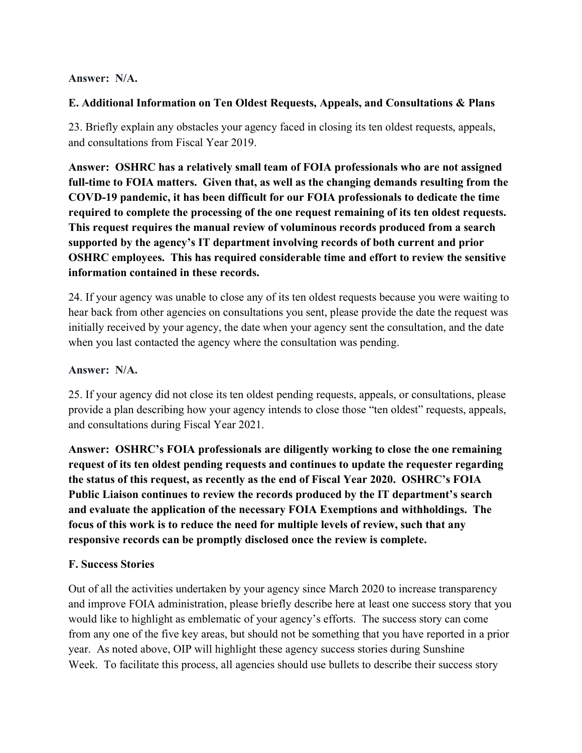**Answer: N/A.**

### E. Additional Information on Ten Oldest Requests, Appeals, and Consultations & Plans

23. Briefly explain any obstacles your agency faced in closing its ten oldest requests, appeals, and consultations from Fiscal Year 2019.

**Answer: OSHRC has a relatively small team of FOIA professionals who are not assigned full-time to FOIA matters. Given that, as well as the changing demands resulting from the COVD-19 pandemic, it has been difficult for our FOIA professionals to dedicate the time required to complete the processing of the one request remaining of its ten oldest requests. This request requires the manual review of voluminous records produced from a search supported by the agency's IT department involving records of both current and prior OSHRC employees. This has required considerable time and effort to review the sensitive information contained in these records.**

24. If your agency was unable to close any of its ten oldest requests because you were waiting to hear back from other agencies on consultations you sent, please provide the date the request was initially received by your agency, the date when your agency sent the consultation, and the date when you last contacted the agency where the consultation was pending.

**Answer: N/A.**

25. If your agency did not close its ten oldest pending requests, appeals, or consultations, please provide a plan describing how your agency intends to close those "ten oldest" requests, appeals, and consultations during Fiscal Year 2021.

**Answer: OSHRC's FOIA professionals are diligently working to close the one remaining request of its ten oldest pending requests and continues to update the requester regarding the status of this request, as recently as the end of Fiscal Year 2020. OSHRC's FOIA Public Liaison continues to review the records produced by the IT department's search and evaluate the application of the necessary FOIA Exemptions and withholdings. The focus of this work is to reduce the need for multiple levels of review, such that any responsive records can be promptly disclosed once the review is complete.**

### F. Success Stories

Out of all the activities undertaken by your agency since March 2020 to increase transparency and improve FOIA administration, please briefly describe here at least one success story that you would like to highlight as emblematic of your agency's efforts. The success story can come from any one of the five key areas, but should not be something that you have reported in a prior year. As noted above, OIP will highlight these agency success stories during Sunshine Week. To facilitate this process, all agencies should use bullets to describe their success story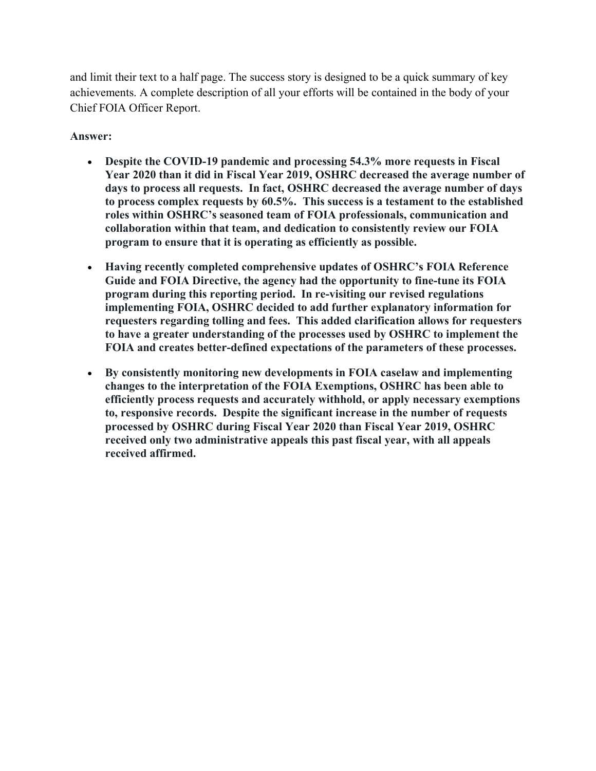and limit their text to a half page. The success story is designed to be a quick summary of key achievements. A complete description of all your efforts will be contained in the body of your Chief FOIA Officer Report.

**Answer:**

- **Despite the COVID-19 pandemic and processing 54.3% more requests in Fiscal Year 2020 than it did in Fiscal Year 2019, OSHRC decreased the average number of days to process all requests. In fact, OSHRC decreased the average number of days to process complex requests by 60.5%. This success is a testament to the established roles within OSHRC's seasoned team of FOIA professionals, communication and collaboration within that team, and dedication to consistently review our FOIA program to ensure that it is operating as efficiently as possible.**

- **Having recently completed comprehensive updates of OSHRC's FOIA Reference Guide and FOIA Directive, the agency had the opportunity to fine-tune its FOIA program during this reporting period. In re-visiting our revised regulations implementing FOIA, OSHRC decided to add further explanatory information for requesters regarding tolling and fees. This added clarification allows for requesters to have a greater understanding of the processes used by OSHRC to implement the FOIA and creates better-defined expectations of the parameters of these processes.**

- **By consistently monitoring new developments in FOIA caselaw and implementing changes to the interpretation of the FOIA Exemptions, OSHRC has been able to efficiently process requests and accurately withhold, or apply necessary exemptions to, responsive records. Despite the significant increase in the number of requests processed by OSHRC during Fiscal Year 2020 than Fiscal Year 2019, OSHRC received only two administrative appeals this past fiscal year, with all appeals received affirmed.**